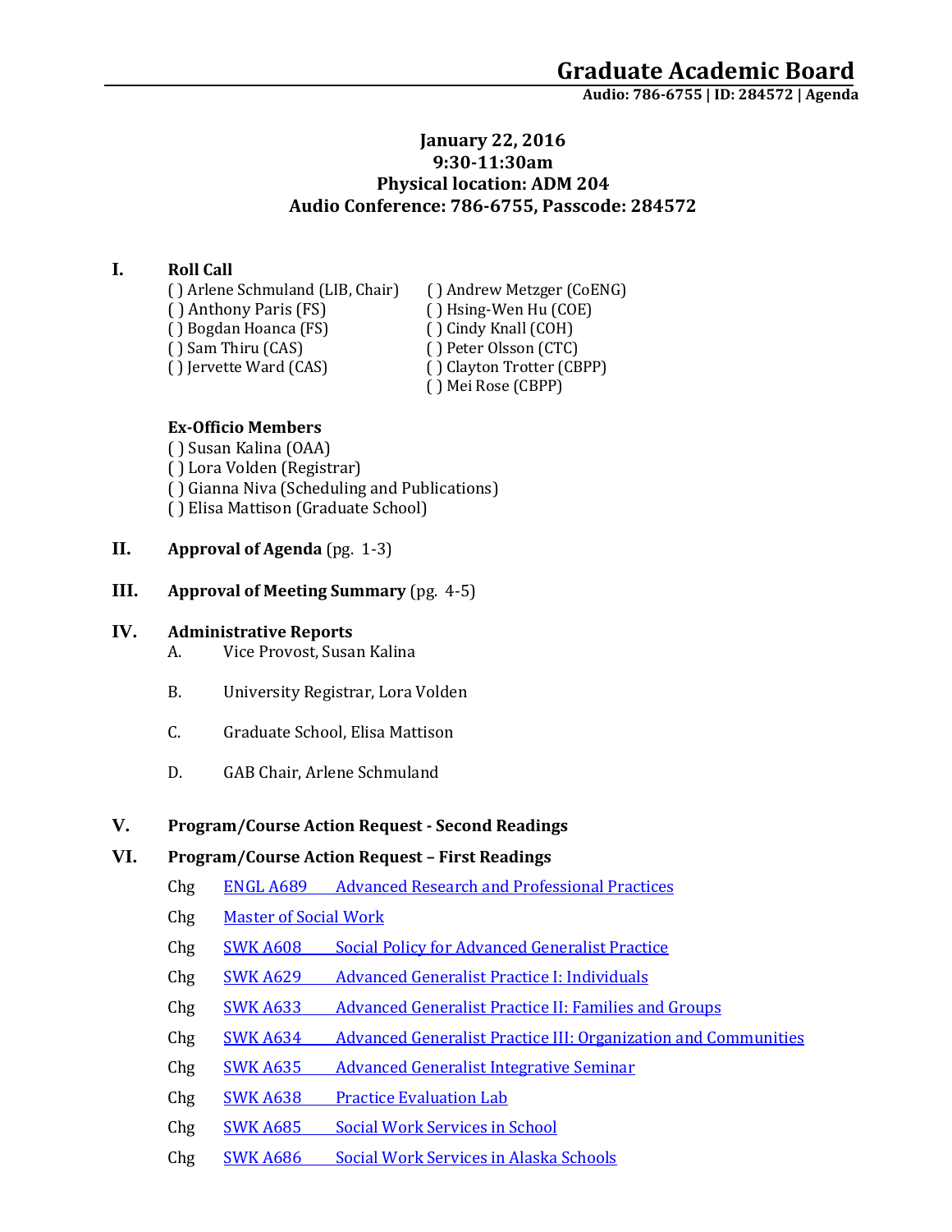# Graduate Academic Board

**Audio: 786-6755 | ID: 284572 | Agenda**

**January 22, 2016**
**9:30-11:30am**
**Physical location: ADM 204**
**Audio Conference: 786-6755, Passcode: 284572**

## I. Roll Call

( ) Arlene Schmuland (LIB, Chair)
( ) Anthony Paris (FS)
( ) Bogdan Hoanca (FS)
( ) Sam Thiru (CAS)
( ) Jervette Ward (CAS)
( ) Andrew Metzger (CoENG)
( ) Hsing-Wen Hu (COE)
( ) Cindy Knall (COH)
( ) Peter Olsson (CTC)
( ) Clayton Trotter (CBPP)
( ) Mei Rose (CBPP)

**Ex-Officio Members**

( ) Susan Kalina (OAA)
( ) Lora Volden (Registrar)
( ) Gianna Niva (Scheduling and Publications)
( ) Elisa Mattison (Graduate School)

## II. Approval of Agenda (pg. 1-3)

## III. Approval of Meeting Summary (pg. 4-5)

## IV. Administrative Reports

A. Vice Provost, Susan Kalina

B. University Registrar, Lora Volden

C. Graduate School, Elisa Mattison

D. GAB Chair, Arlene Schmuland

## V. Program/Course Action Request - Second Readings

## VI. Program/Course Action Request – First Readings

Chg ENGL A689 Advanced Research and Professional Practices

Chg Master of Social Work

Chg SWK A608 Social Policy for Advanced Generalist Practice

Chg SWK A629 Advanced Generalist Practice I: Individuals

Chg SWK A633 Advanced Generalist Practice II: Families and Groups

Chg SWK A634 Advanced Generalist Practice III: Organization and Communities

Chg SWK A635 Advanced Generalist Integrative Seminar

Chg SWK A638 Practice Evaluation Lab

Chg SWK A685 Social Work Services in School

Chg SWK A686 Social Work Services in Alaska Schools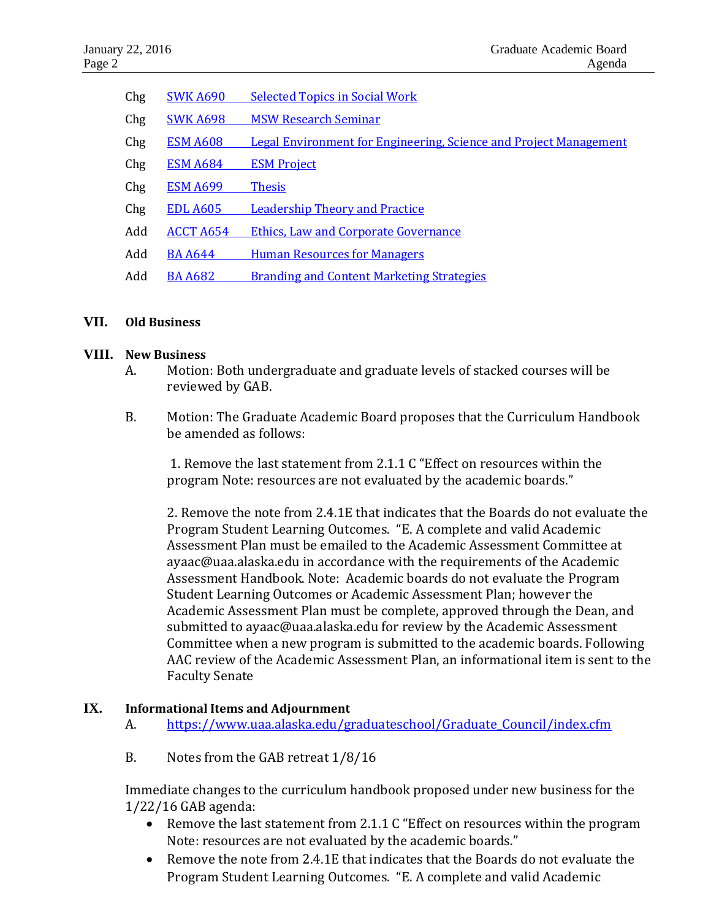| | | |
|---|---|---|
| Chg | SWK A690 | Selected Topics in Social Work |
| Chg | SWK A698 | MSW Research Seminar |
| Chg | ESM A608 | Legal Environment for Engineering, Science and Project Management |
| Chg | ESM A684 | ESM Project |
| Chg | ESM A699 | Thesis |
| Chg | EDL A605 | Leadership Theory and Practice |
| Add | ACCT A654 | Ethics, Law and Corporate Governance |
| Add | BA A644 | Human Resources for Managers |
| Add | BA A682 | Branding and Content Marketing Strategies |

## VII. Old Business

## VIII. New Business

A. Motion: Both undergraduate and graduate levels of stacked courses will be reviewed by GAB.

B. Motion: The Graduate Academic Board proposes that the Curriculum Handbook be amended as follows:

1. Remove the last statement from 2.1.1 C "Effect on resources within the program Note: resources are not evaluated by the academic boards."

2. Remove the note from 2.4.1E that indicates that the Boards do not evaluate the Program Student Learning Outcomes. "E. A complete and valid Academic Assessment Plan must be emailed to the Academic Assessment Committee at ayaac@uaa.alaska.edu in accordance with the requirements of the Academic Assessment Handbook. Note: Academic boards do not evaluate the Program Student Learning Outcomes or Academic Assessment Plan; however the Academic Assessment Plan must be complete, approved through the Dean, and submitted to ayaac@uaa.alaska.edu for review by the Academic Assessment Committee when a new program is submitted to the academic boards. Following AAC review of the Academic Assessment Plan, an informational item is sent to the Faculty Senate

## IX. Informational Items and Adjournment

A. https://www.uaa.alaska.edu/graduateschool/Graduate_Council/index.cfm

B. Notes from the GAB retreat 1/8/16

Immediate changes to the curriculum handbook proposed under new business for the 1/22/16 GAB agenda:

- Remove the last statement from 2.1.1 C "Effect on resources within the program Note: resources are not evaluated by the academic boards."
- Remove the note from 2.4.1E that indicates that the Boards do not evaluate the Program Student Learning Outcomes. "E. A complete and valid Academic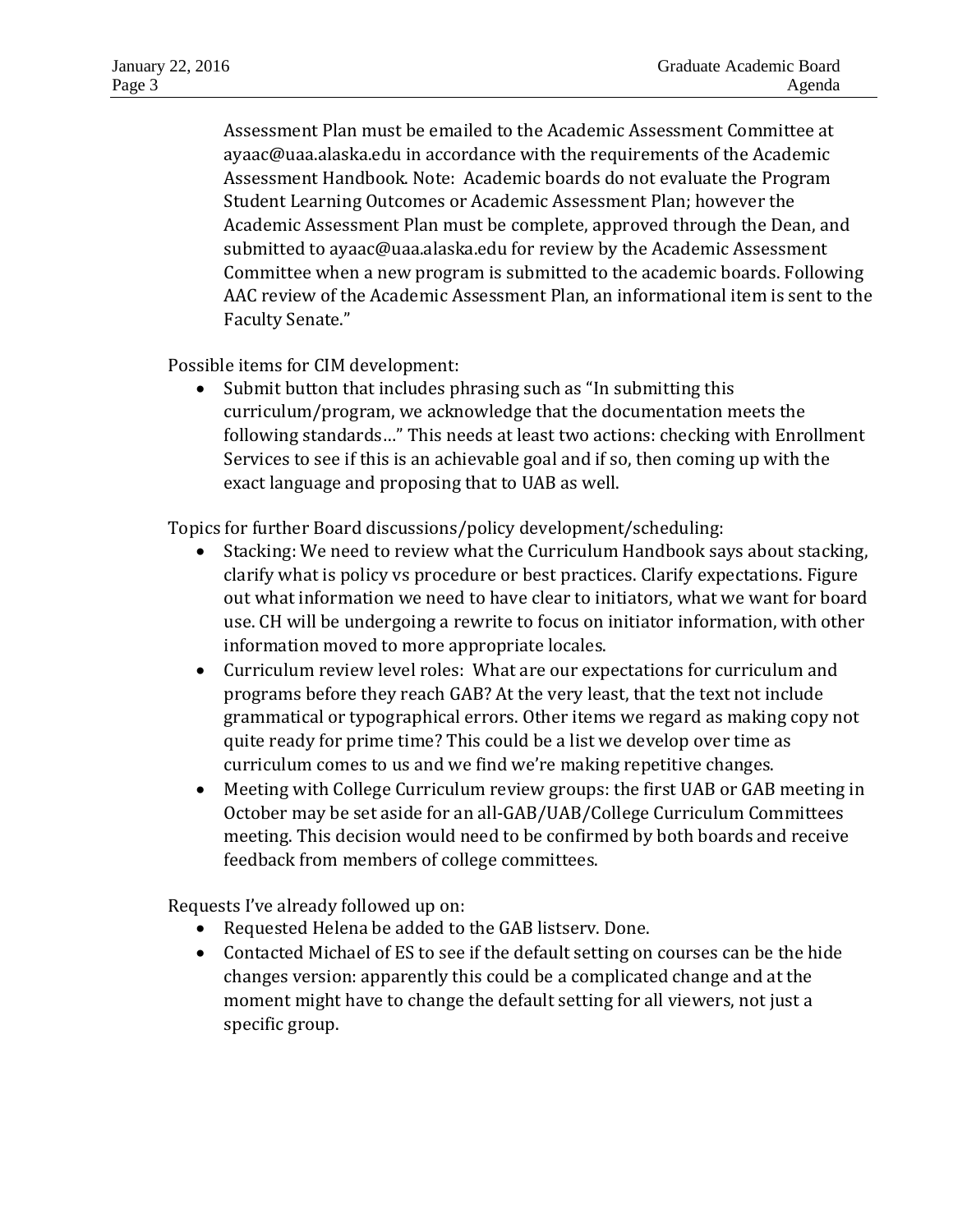Assessment Plan must be emailed to the Academic Assessment Committee at ayaac@uaa.alaska.edu in accordance with the requirements of the Academic Assessment Handbook. Note: Academic boards do not evaluate the Program Student Learning Outcomes or Academic Assessment Plan; however the Academic Assessment Plan must be complete, approved through the Dean, and submitted to ayaac@uaa.alaska.edu for review by the Academic Assessment Committee when a new program is submitted to the academic boards. Following AAC review of the Academic Assessment Plan, an informational item is sent to the Faculty Senate."

Possible items for CIM development:

- Submit button that includes phrasing such as "In submitting this curriculum/program, we acknowledge that the documentation meets the following standards…" This needs at least two actions: checking with Enrollment Services to see if this is an achievable goal and if so, then coming up with the exact language and proposing that to UAB as well.

Topics for further Board discussions/policy development/scheduling:

- Stacking: We need to review what the Curriculum Handbook says about stacking, clarify what is policy vs procedure or best practices. Clarify expectations. Figure out what information we need to have clear to initiators, what we want for board use. CH will be undergoing a rewrite to focus on initiator information, with other information moved to more appropriate locales.
- Curriculum review level roles: What are our expectations for curriculum and programs before they reach GAB? At the very least, that the text not include grammatical or typographical errors. Other items we regard as making copy not quite ready for prime time? This could be a list we develop over time as curriculum comes to us and we find we're making repetitive changes.
- Meeting with College Curriculum review groups: the first UAB or GAB meeting in October may be set aside for an all-GAB/UAB/College Curriculum Committees meeting. This decision would need to be confirmed by both boards and receive feedback from members of college committees.

Requests I've already followed up on:

- Requested Helena be added to the GAB listserv. Done.
- Contacted Michael of ES to see if the default setting on courses can be the hide changes version: apparently this could be a complicated change and at the moment might have to change the default setting for all viewers, not just a specific group.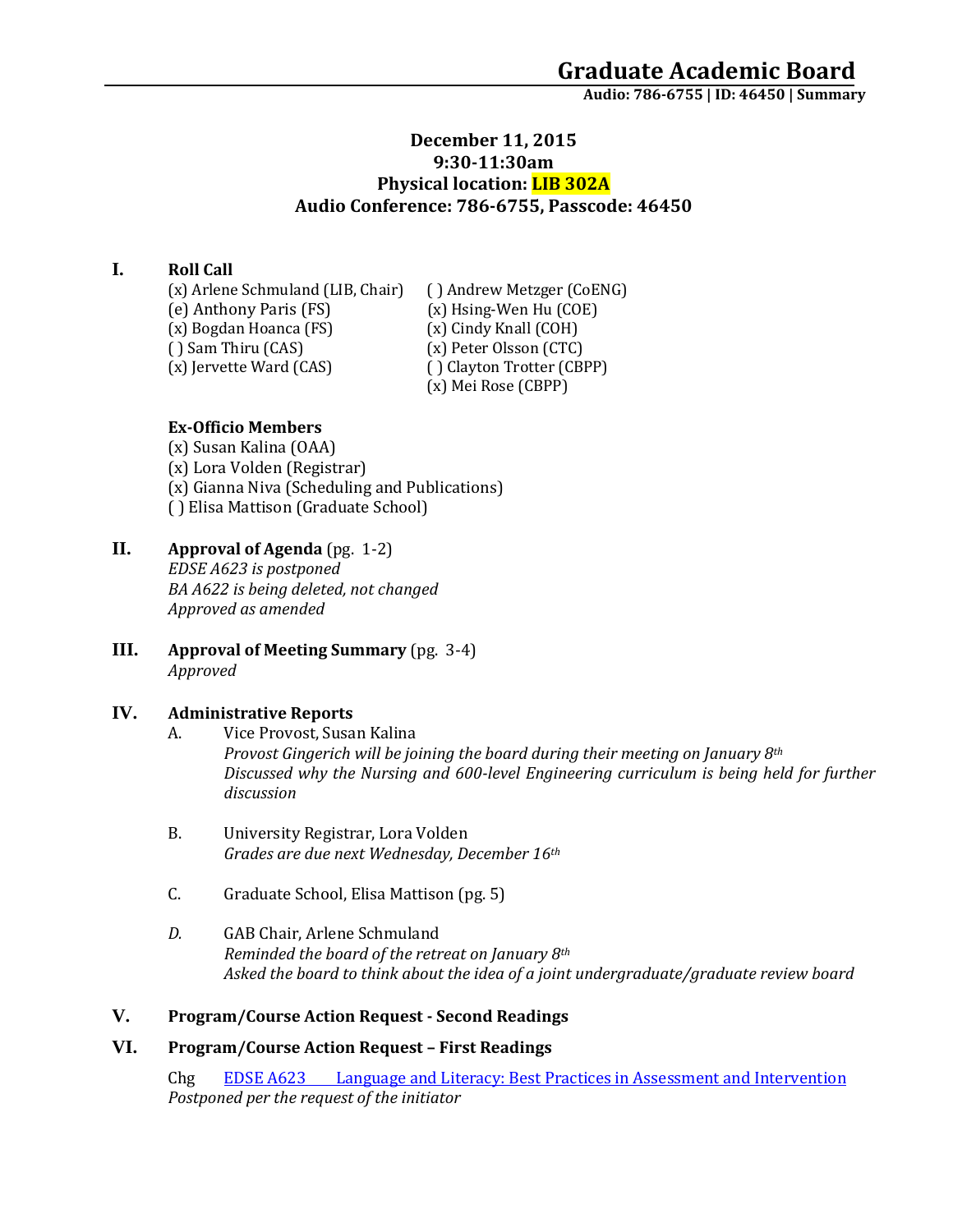# Graduate Academic Board

**Audio: 786-6755 | ID: 46450 | Summary**

**December 11, 2015**
**9:30-11:30am**
**Physical location: LIB 302A**
**Audio Conference: 786-6755, Passcode: 46450**

## I. Roll Call

(x) Arlene Schmuland (LIB, Chair)
(e) Anthony Paris (FS)
(x) Bogdan Hoanca (FS)
( ) Sam Thiru (CAS)
(x) Jervette Ward (CAS)
( ) Andrew Metzger (CoENG)
(x) Hsing-Wen Hu (COE)
(x) Cindy Knall (COH)
(x) Peter Olsson (CTC)
( ) Clayton Trotter (CBPP)
(x) Mei Rose (CBPP)

**Ex-Officio Members**

(x) Susan Kalina (OAA)
(x) Lora Volden (Registrar)
(x) Gianna Niva (Scheduling and Publications)
( ) Elisa Mattison (Graduate School)

## II. Approval of Agenda (pg. 1-2)

*EDSE A623 is postponed*
*BA A622 is being deleted, not changed*
*Approved as amended*

## III. Approval of Meeting Summary (pg. 3-4)

*Approved*

## IV. Administrative Reports

A. Vice Provost, Susan Kalina
*Provost Gingerich will be joining the board during their meeting on January 8th*
*Discussed why the Nursing and 600-level Engineering curriculum is being held for further discussion*

B. University Registrar, Lora Volden
*Grades are due next Wednesday, December 16th*

C. Graduate School, Elisa Mattison (pg. 5)

*D.* GAB Chair, Arlene Schmuland
*Reminded the board of the retreat on January 8th*
*Asked the board to think about the idea of a joint undergraduate/graduate review board*

## V. Program/Course Action Request - Second Readings

## VI. Program/Course Action Request – First Readings

Chg EDSE A623 Language and Literacy: Best Practices in Assessment and Intervention
*Postponed per the request of the initiator*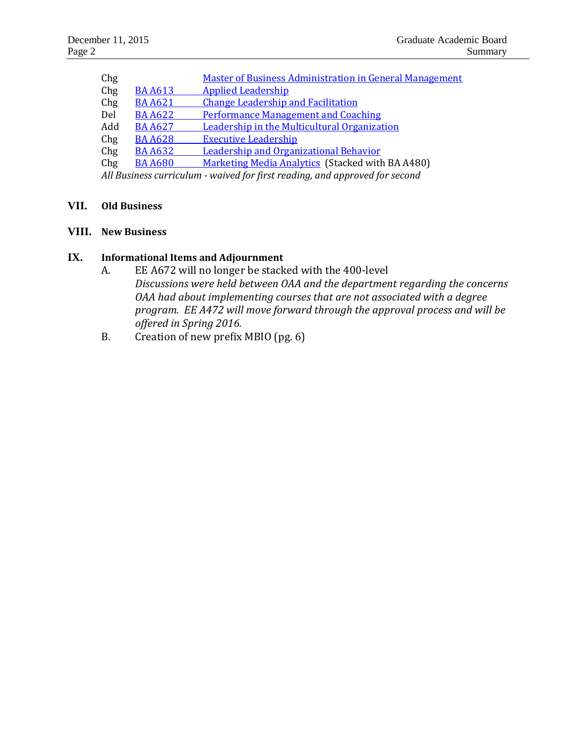| | | |
|---|---|---|
| Chg | | Master of Business Administration in General Management |
| Chg | BA A613 | Applied Leadership |
| Chg | BA A621 | Change Leadership and Facilitation |
| Del | BA A622 | Performance Management and Coaching |
| Add | BA A627 | Leadership in the Multicultural Organization |
| Chg | BA A628 | Executive Leadership |
| Chg | BA A632 | Leadership and Organizational Behavior |
| Chg | BA A680 | Marketing Media Analytics (Stacked with BA A480) |

*All Business curriculum - waived for first reading, and approved for second*

## VII. Old Business

## VIII. New Business

## IX. Informational Items and Adjournment

A. EE A672 will no longer be stacked with the 400-level
*Discussions were held between OAA and the department regarding the concerns OAA had about implementing courses that are not associated with a degree program. EE A472 will move forward through the approval process and will be offered in Spring 2016.*

B. Creation of new prefix MBIO (pg. 6)